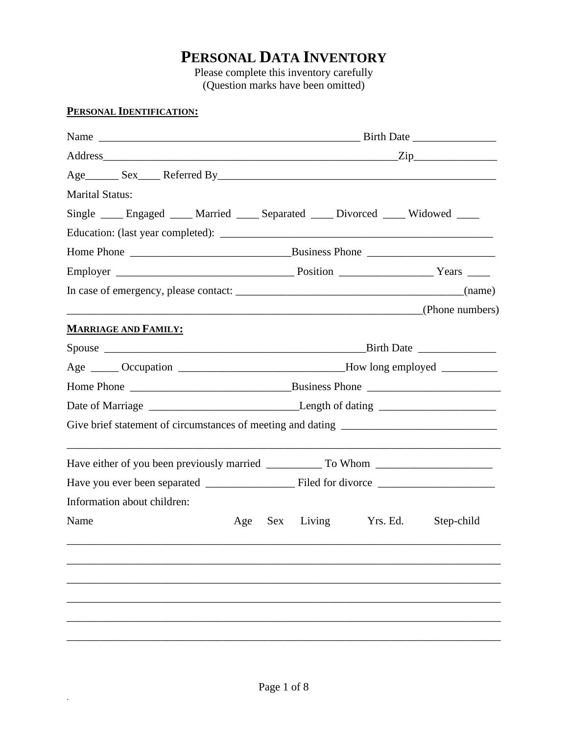# PERSONAL DATA INVENTORY

Please complete this inventory carefully
(Question marks have been omitted)

**PERSONAL IDENTIFICATION:**

Name _______________________________________________ Birth Date ______________

Address______________________________________________________Zip______________

Age______ Sex____ Referred By___________________________________________________

Marital Status:

Single ____ Engaged ____ Married ____ Separated ____ Divorced ____ Widowed ____

Education: (last year completed): _____________________________________________

Home Phone ____________________________Business Phone ______________________

Employer _______________________________ Position ________________ Years ____

In case of emergency, please contact: _______________________________________(name)

_________________________________________________________________(Phone numbers)

**MARRIAGE AND FAMILY:**

Spouse ________________________________________________Birth Date _____________

Age _____ Occupation _____________________________How long employed __________

Home Phone ____________________________Business Phone _______________________

Date of Marriage __________________________Length of dating ____________________

Give brief statement of circumstances of meeting and dating ___________________________

________________________________________________________________________________

Have either of you been previously married __________ To Whom ____________________

Have you ever been separated ________________ Filed for divorce ____________________

Information about children:

| Name | Age | Sex | Living | Yrs. Ed. | Step-child |
|---|---|---|---|---|---|
| | | | | | |
| | | | | | |
| | | | | | |
| | | | | | |
| | | | | | |
| | | | | | |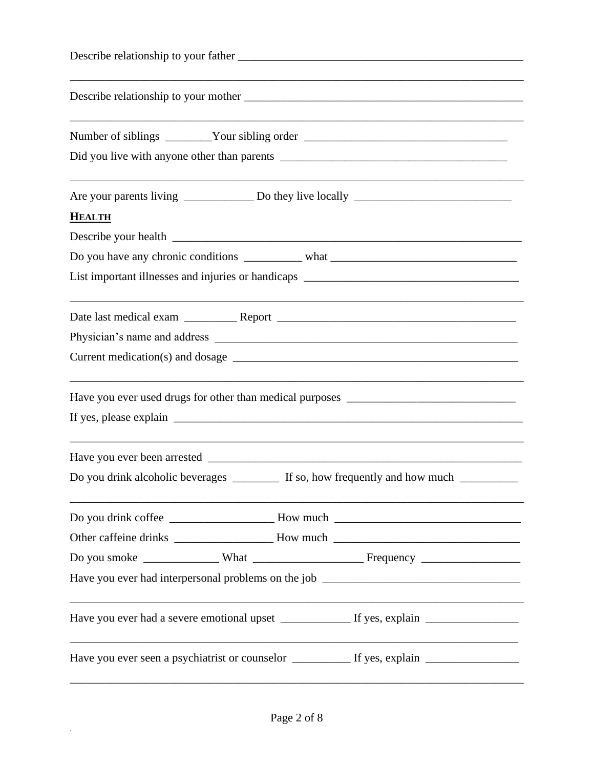Describe relationship to your father ___________________________________________________

_______________________________________________________________________________

Describe relationship to your mother __________________________________________________

_______________________________________________________________________________

Number of siblings ________Your sibling order ___________________________________

Did you live with anyone other than parents _____________________________________

_______________________________________________________________________________

Are your parents living ____________ Do they live locally __________________________

**HEALTH**

Describe your health ____________________________________________________________

Do you have any chronic conditions __________ what _______________________________

List important illnesses and injuries or handicaps ____________________________________

_______________________________________________________________________________

Date last medical exam _________ Report ________________________________________

Physician's name and address __________________________________________________

Current medication(s) and dosage _______________________________________________

_______________________________________________________________________________

Have you ever used drugs for other than medical purposes ____________________________

If yes, please explain ____________________________________________________________

_______________________________________________________________________________

Have you ever been arrested ______________________________________________________

Do you drink alcoholic beverages ________ If so, how frequently and how much __________

_______________________________________________________________________________

Do you drink coffee __________________ How much _______________________________

Other caffeine drinks _________________ How much _______________________________

Do you smoke _____________ What ___________________ Frequency _________________

Have you ever had interpersonal problems on the job _________________________________

_______________________________________________________________________________

Have you ever had a severe emotional upset ____________ If yes, explain ________________

_______________________________________________________________________________

Have you ever seen a psychiatrist or counselor __________ If yes, explain ________________

_______________________________________________________________________________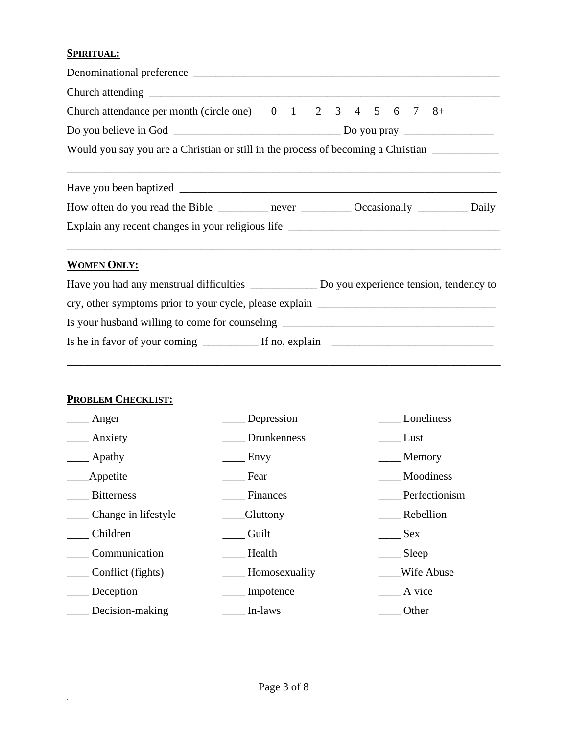**SPIRITUAL:**

Denominational preference ________________________________________________________

Church attending _______________________________________________________________

Church attendance per month (circle one) 0 1 2 3 4 5 6 7 8+

Do you believe in God ______________________________ Do you pray ________________

Would you say you are a Christian or still in the process of becoming a Christian ___________

_____________________________________________________________________________

Have you been baptized _________________________________________________________

How often do you read the Bible _________ never _________ Occasionally _________ Daily

Explain any recent changes in your religious life _____________________________________

_____________________________________________________________________________

**WOMEN ONLY:**

Have you had any menstrual difficulties ____________ Do you experience tension, tendency to cry, other symptoms prior to your cycle, please explain _______________________________

Is your husband willing to come for counseling ______________________________________

Is he in favor of your coming __________ If no, explain ____________________________

_____________________________________________________________________________

**PROBLEM CHECKLIST:**

| | | |
|---|---|---|
| ____ Anger | ____ Depression | ____ Loneliness |
| ____ Anxiety | ____ Drunkenness | ____ Lust |
| ____ Apathy | ____ Envy | ____ Memory |
| ____Appetite | ____ Fear | ____ Moodiness |
| ____ Bitterness | ____ Finances | ____ Perfectionism |
| ____ Change in lifestyle | ____Gluttony | ____ Rebellion |
| ____ Children | ____ Guilt | ____ Sex |
| ____ Communication | ____ Health | ____ Sleep |
| ____ Conflict (fights) | ____ Homosexuality | ____Wife Abuse |
| ____ Deception | ____ Impotence | ____ A vice |
| ____ Decision-making | ____ In-laws | ____ Other |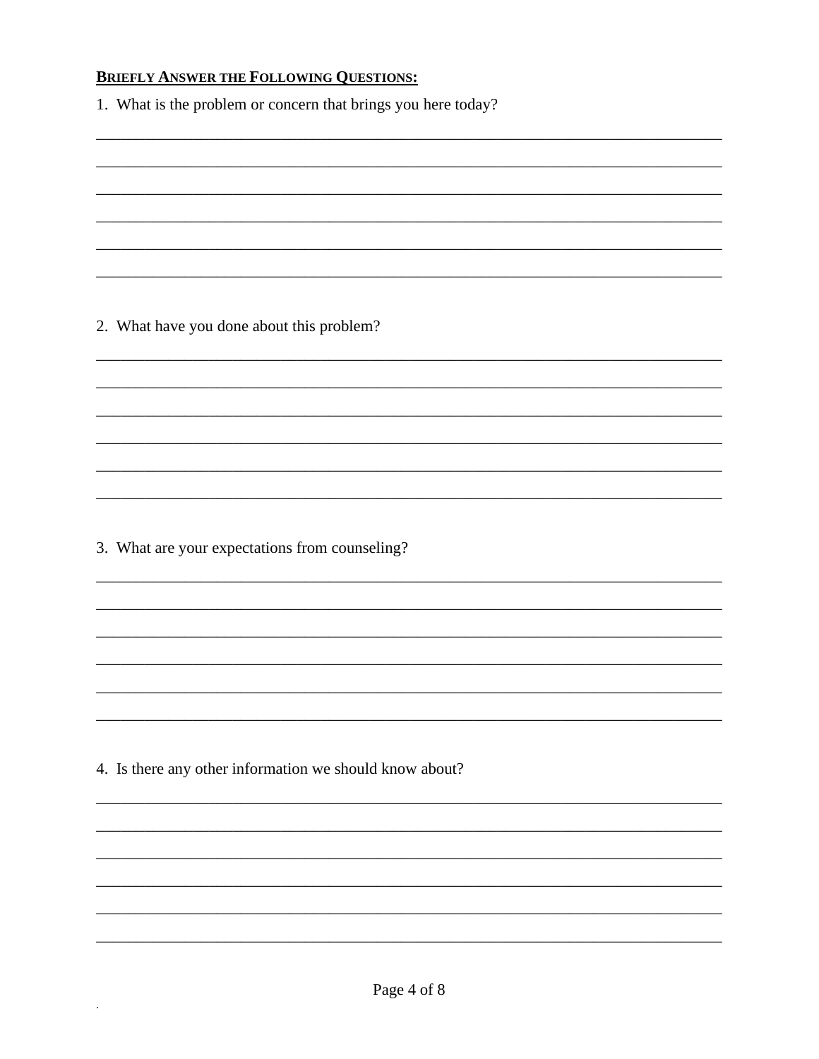**BRIEFLY ANSWER THE FOLLOWING QUESTIONS:**

1. What is the problem or concern that brings you here today?

______________________________________________________________________________

______________________________________________________________________________

______________________________________________________________________________

______________________________________________________________________________

______________________________________________________________________________

______________________________________________________________________________

2. What have you done about this problem?

______________________________________________________________________________

______________________________________________________________________________

______________________________________________________________________________

______________________________________________________________________________

______________________________________________________________________________

______________________________________________________________________________

3. What are your expectations from counseling?

______________________________________________________________________________

______________________________________________________________________________

______________________________________________________________________________

______________________________________________________________________________

______________________________________________________________________________

______________________________________________________________________________

4. Is there any other information we should know about?

______________________________________________________________________________

______________________________________________________________________________

______________________________________________________________________________

______________________________________________________________________________

______________________________________________________________________________

______________________________________________________________________________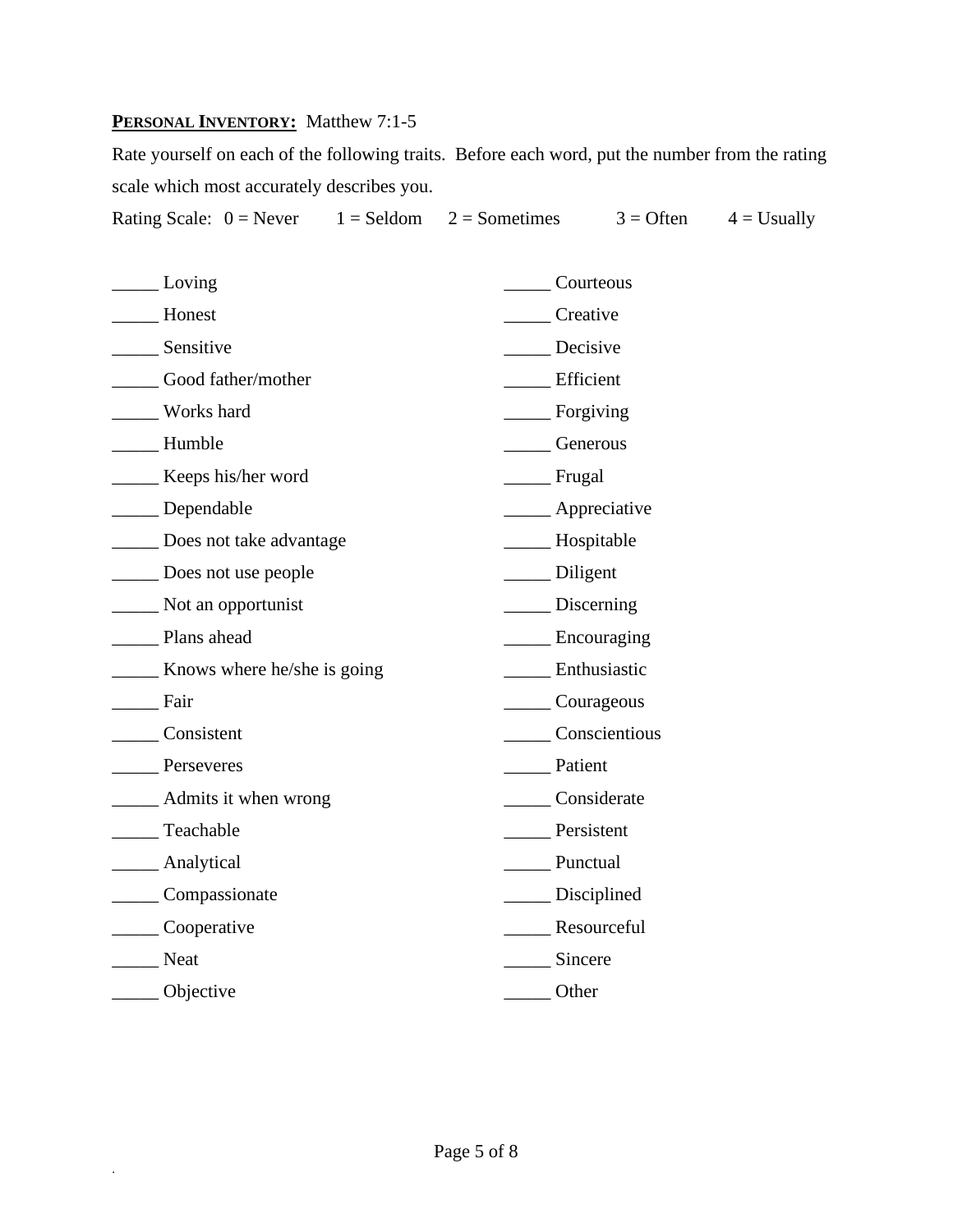**PERSONAL INVENTORY:** Matthew 7:1-5

Rate yourself on each of the following traits. Before each word, put the number from the rating scale which most accurately describes you.

Rating Scale: 0 = Never 1 = Seldom 2 = Sometimes 3 = Often 4 = Usually

_____ Loving

_____ Honest

_____ Sensitive

_____ Good father/mother

_____ Works hard

_____ Humble

_____ Keeps his/her word

_____ Dependable

_____ Does not take advantage

_____ Does not use people

_____ Not an opportunist

_____ Plans ahead

_____ Knows where he/she is going

_____ Fair

_____ Consistent

_____ Perseveres

_____ Admits it when wrong

_____ Teachable

_____ Analytical

_____ Compassionate

_____ Cooperative

_____ Neat

_____ Objective

_____ Courteous

_____ Creative

_____ Decisive

_____ Efficient

_____ Forgiving

_____ Generous

_____ Frugal

_____ Appreciative

_____ Hospitable

_____ Diligent

_____ Discerning

_____ Encouraging

_____ Enthusiastic

_____ Courageous

_____ Conscientious

_____ Patient

_____ Considerate

_____ Persistent

_____ Punctual

_____ Disciplined

_____ Resourceful

_____ Sincere

_____ Other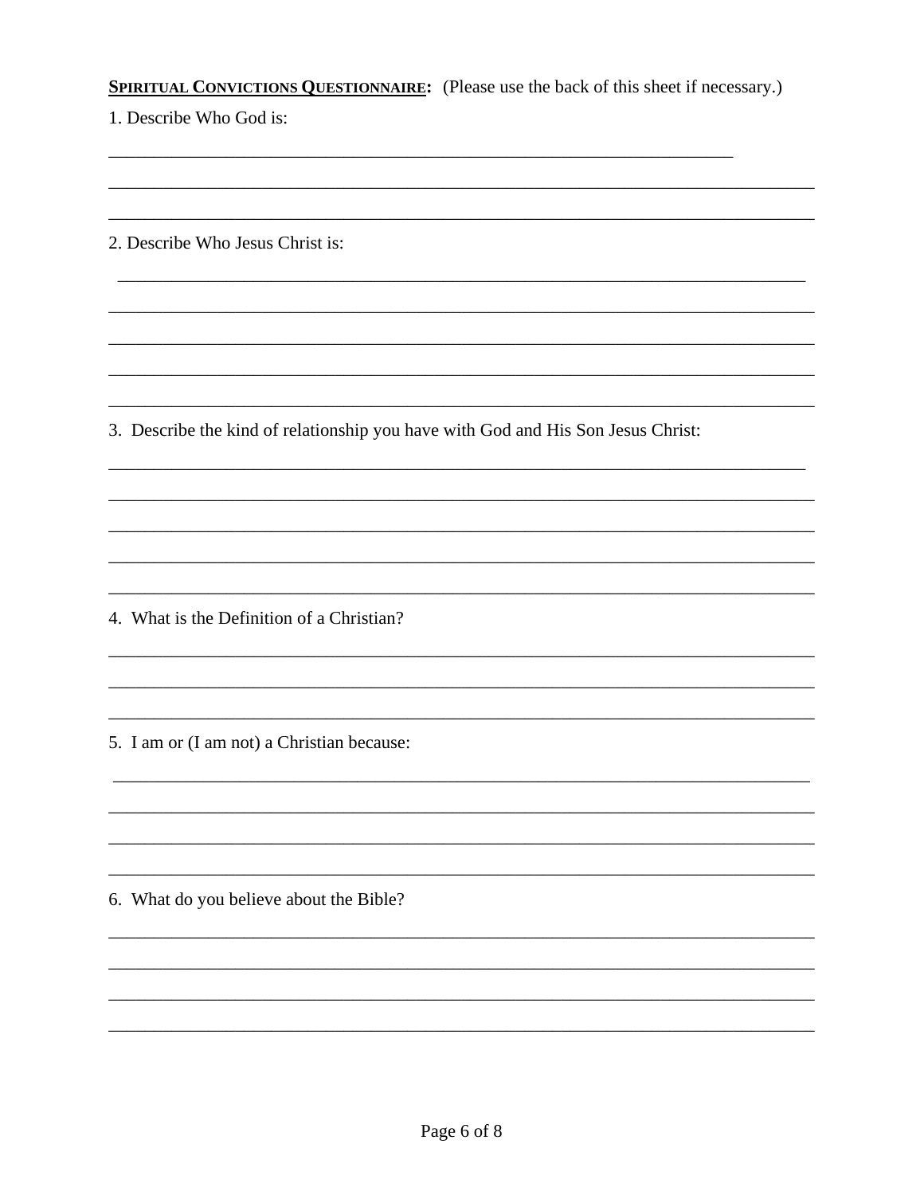**<u>Spiritual Convictions Questionnaire</u>:** (Please use the back of this sheet if necessary.)

1. Describe Who God is:

_______________________________________________________________________

_______________________________________________________________________

_______________________________________________________________________

2. Describe Who Jesus Christ is:

_______________________________________________________________________

_______________________________________________________________________

_______________________________________________________________________

_______________________________________________________________________

_______________________________________________________________________

3. Describe the kind of relationship you have with God and His Son Jesus Christ:

_______________________________________________________________________

_______________________________________________________________________

_______________________________________________________________________

_______________________________________________________________________

_______________________________________________________________________

4. What is the Definition of a Christian?

_______________________________________________________________________

_______________________________________________________________________

_______________________________________________________________________

5. I am or (I am not) a Christian because:

_______________________________________________________________________

_______________________________________________________________________

_______________________________________________________________________

_______________________________________________________________________

6. What do you believe about the Bible?

_______________________________________________________________________

_______________________________________________________________________

_______________________________________________________________________

_______________________________________________________________________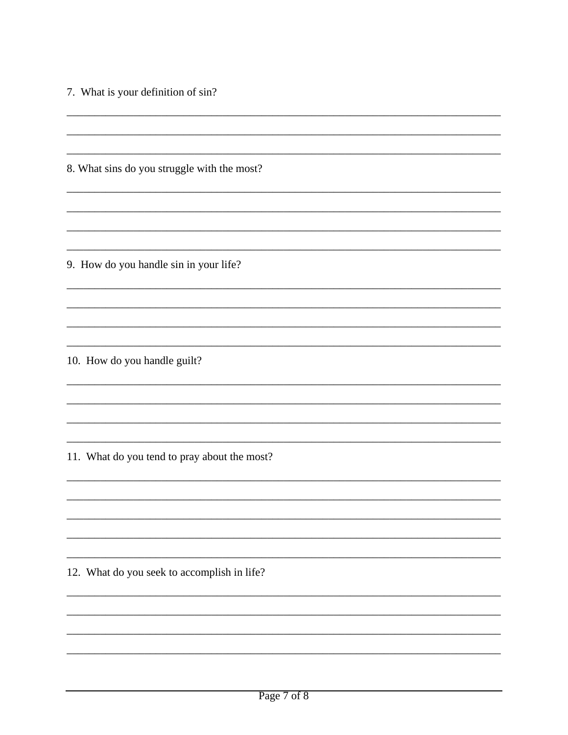7. What is your definition of sin?

______________________________________________________________________________

______________________________________________________________________________

______________________________________________________________________________

8. What sins do you struggle with the most?

______________________________________________________________________________

______________________________________________________________________________

______________________________________________________________________________

______________________________________________________________________________

9. How do you handle sin in your life?

______________________________________________________________________________

______________________________________________________________________________

______________________________________________________________________________

______________________________________________________________________________

10. How do you handle guilt?

______________________________________________________________________________

______________________________________________________________________________

______________________________________________________________________________

______________________________________________________________________________

11. What do you tend to pray about the most?

______________________________________________________________________________

______________________________________________________________________________

______________________________________________________________________________

______________________________________________________________________________

______________________________________________________________________________

12. What do you seek to accomplish in life?

______________________________________________________________________________

______________________________________________________________________________

______________________________________________________________________________

______________________________________________________________________________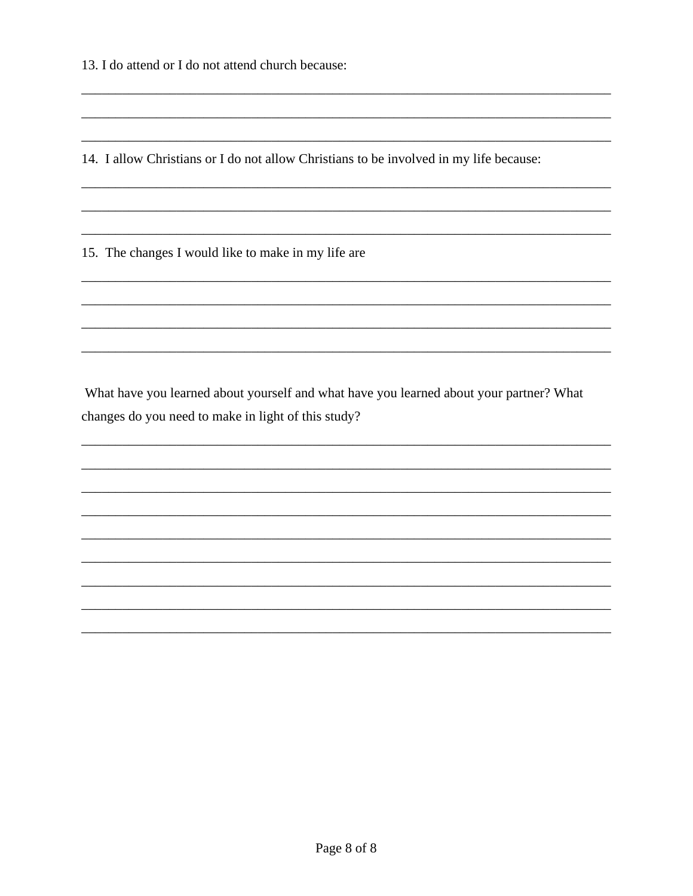13. I do attend or I do not attend church because:

_______________________________________________________________________________

_______________________________________________________________________________

_______________________________________________________________________________

14. I allow Christians or I do not allow Christians to be involved in my life because:

_______________________________________________________________________________

_______________________________________________________________________________

_______________________________________________________________________________

15. The changes I would like to make in my life are

_______________________________________________________________________________

_______________________________________________________________________________

_______________________________________________________________________________

_______________________________________________________________________________

What have you learned about yourself and what have you learned about your partner? What changes do you need to make in light of this study?

_______________________________________________________________________________

_______________________________________________________________________________

_______________________________________________________________________________

_______________________________________________________________________________

_______________________________________________________________________________

_______________________________________________________________________________

_______________________________________________________________________________

_______________________________________________________________________________

_______________________________________________________________________________